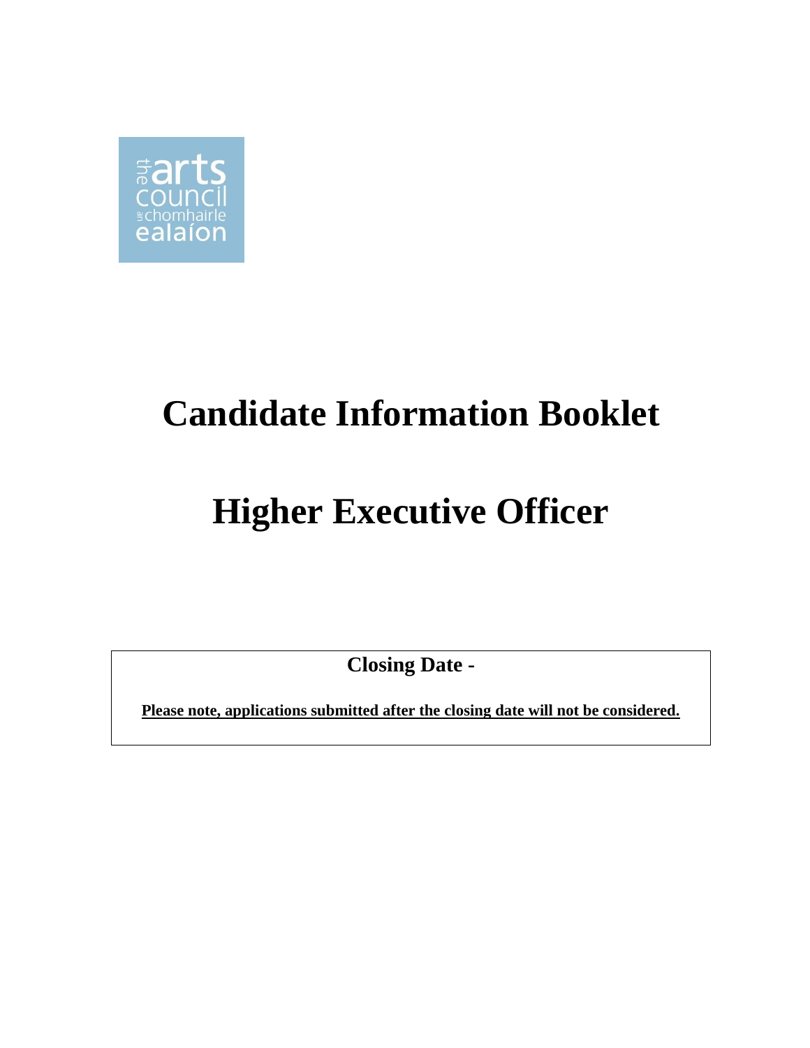# Candidate Information Booklet

# Higher Executive Officer

**Closing Date -**

**<u>Please note, applications submitted after the closing date will not be considered.</u>**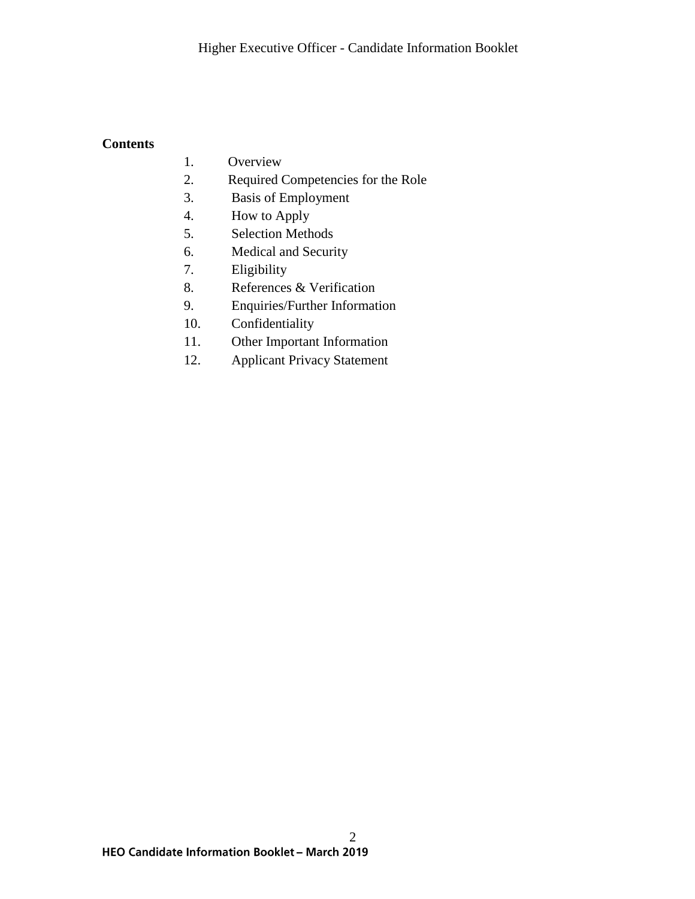**Contents**

1. Overview
2. Required Competencies for the Role
3. Basis of Employment
4. How to Apply
5. Selection Methods
6. Medical and Security
7. Eligibility
8. References & Verification
9. Enquiries/Further Information
10. Confidentiality
11. Other Important Information
12. Applicant Privacy Statement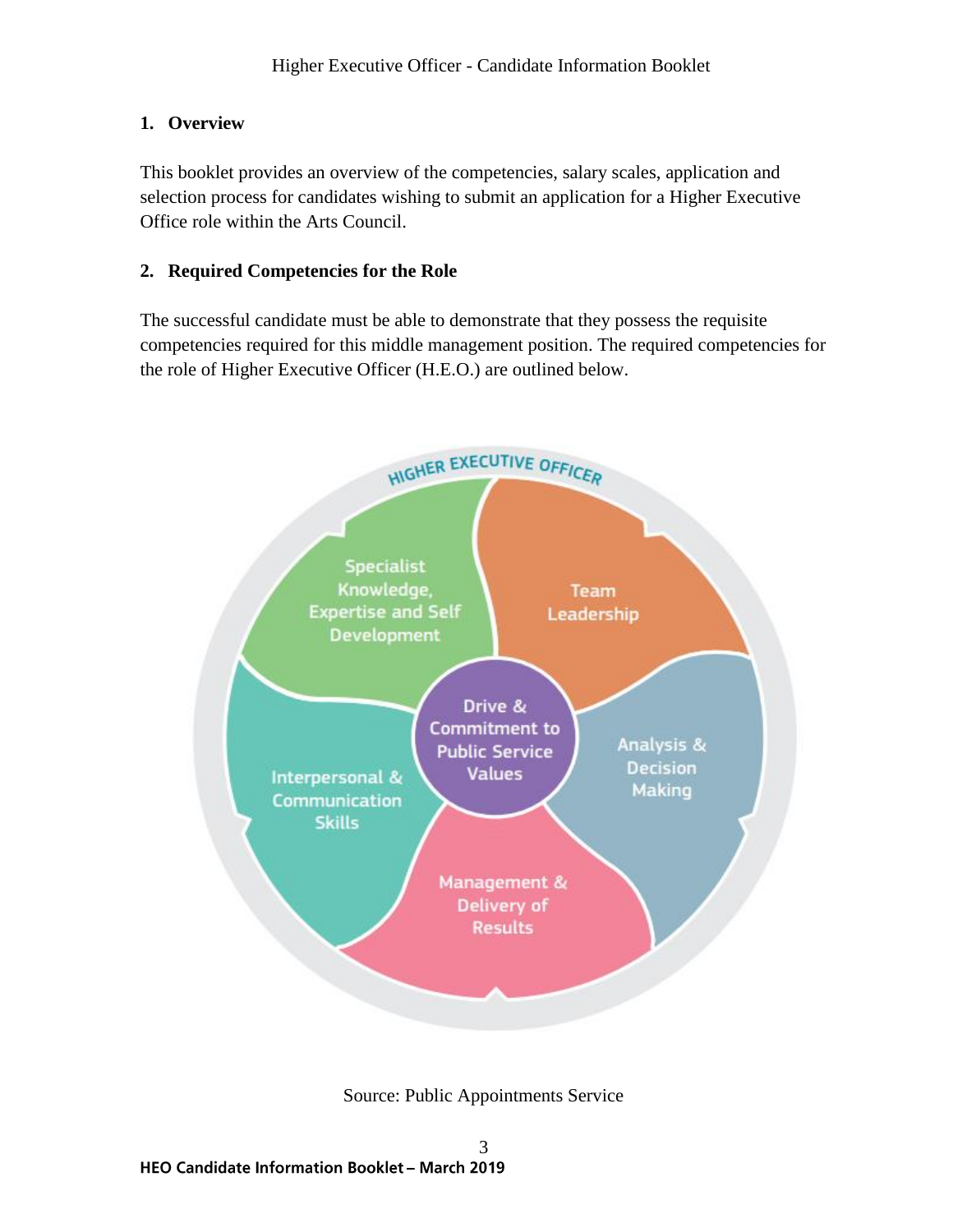## 1. Overview

This booklet provides an overview of the competencies, salary scales, application and selection process for candidates wishing to submit an application for a Higher Executive Office role within the Arts Council.

## 2. Required Competencies for the Role

The successful candidate must be able to demonstrate that they possess the requisite competencies required for this middle management position. The required competencies for the role of Higher Executive Officer (H.E.O.) are outlined below.

HIGHER EXECUTIVE OFFICER

- Specialist Knowledge, Expertise and Self Development
- Team Leadership
- Analysis & Decision Making
- Management & Delivery of Results
- Interpersonal & Communication Skills
- Drive & Commitment to Public Service Values

Source: Public Appointments Service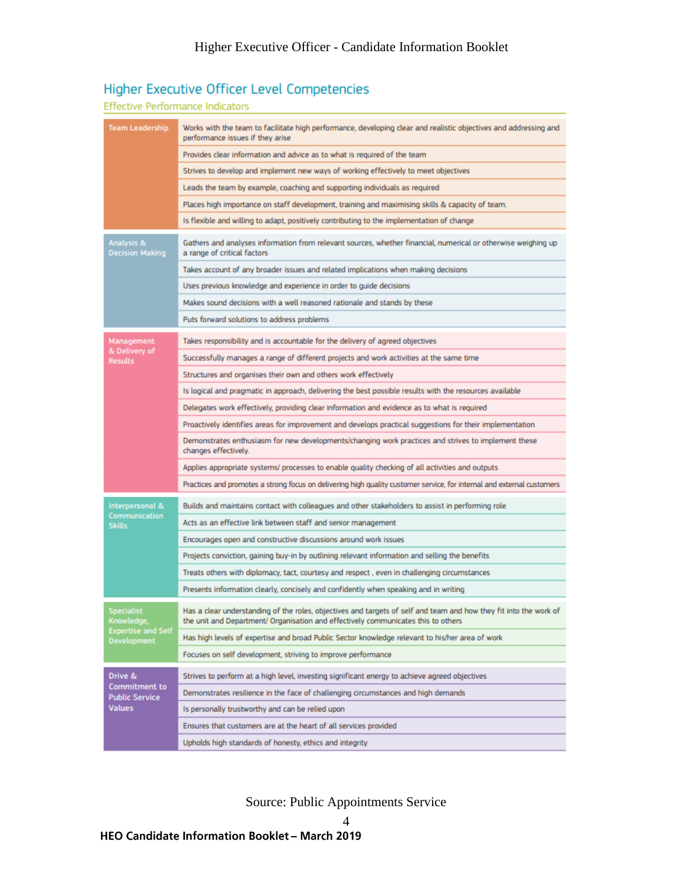## Higher Executive Officer Level Competencies

### Effective Performance Indicators

| Competency | Indicators |
|---|---|
| Team Leadership | Works with the team to facilitate high performance, developing clear and realistic objectives and addressing and performance issues if they arise |
| | Provides clear information and advice as to what is required of the team |
| | Strives to develop and implement new ways of working effectively to meet objectives |
| | Leads the team by example, coaching and supporting individuals as required |
| | Places high importance on staff development, training and maximising skills & capacity of team. |
| | Is flexible and willing to adapt, positively contributing to the implementation of change |
| Analysis & Decision Making | Gathers and analyses information from relevant sources, whether financial, numerical or otherwise weighing up a range of critical factors |
| | Takes account of any broader issues and related implications when making decisions |
| | Uses previous knowledge and experience in order to guide decisions |
| | Makes sound decisions with a well reasoned rationale and stands by these |
| | Puts forward solutions to address problems |
| Management & Delivery of Results | Takes responsibility and is accountable for the delivery of agreed objectives |
| | Successfully manages a range of different projects and work activities at the same time |
| | Structures and organises their own and others work effectively |
| | Is logical and pragmatic in approach, delivering the best possible results with the resources available |
| | Delegates work effectively, providing clear information and evidence as to what is required |
| | Proactively identifies areas for improvement and develops practical suggestions for their implementation |
| | Demonstrates enthusiasm for new developments/changing work practices and strives to implement these changes effectively. |
| | Applies appropriate systems/ processes to enable quality checking of all activities and outputs |
| | Practices and promotes a strong focus on delivering high quality customer service, for internal and external customers |
| Interpersonal & Communication Skills | Builds and maintains contact with colleagues and other stakeholders to assist in performing role |
| | Acts as an effective link between staff and senior management |
| | Encourages open and constructive discussions around work issues |
| | Projects conviction, gaining buy-in by outlining relevant information and selling the benefits |
| | Treats others with diplomacy, tact, courtesy and respect , even in challenging circumstances |
| | Presents information clearly, concisely and confidently when speaking and in writing |
| Specialist Knowledge, Expertise and Self Development | Has a clear understanding of the roles, objectives and targets of self and team and how they fit into the work of the unit and Department/ Organisation and effectively communicates this to others |
| | Has high levels of expertise and broad Public Sector knowledge relevant to his/her area of work |
| | Focuses on self development, striving to improve performance |
| Drive & Commitment to Public Service Values | Strives to perform at a high level, investing significant energy to achieve agreed objectives |
| | Demonstrates resilience in the face of challenging circumstances and high demands |
| | Is personally trustworthy and can be relied upon |
| | Ensures that customers are at the heart of all services provided |
| | Upholds high standards of honesty, ethics and integrity |

Source: Public Appointments Service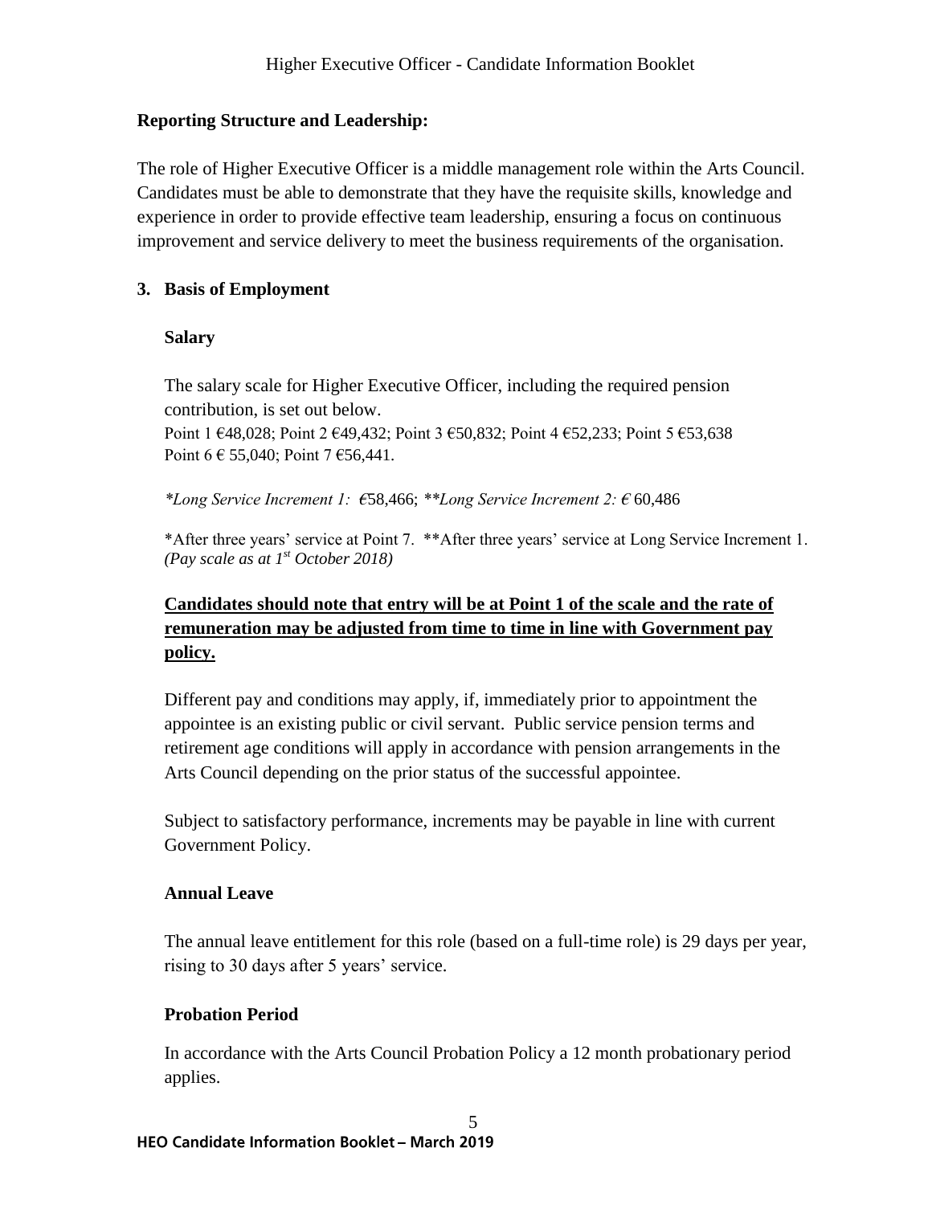**Reporting Structure and Leadership:**

The role of Higher Executive Officer is a middle management role within the Arts Council. Candidates must be able to demonstrate that they have the requisite skills, knowledge and experience in order to provide effective team leadership, ensuring a focus on continuous improvement and service delivery to meet the business requirements of the organisation.

## 3. Basis of Employment

### Salary

The salary scale for Higher Executive Officer, including the required pension contribution, is set out below.
Point 1 €48,028; Point 2 €49,432; Point 3 €50,832; Point 4 €52,233; Point 5 €53,638
Point 6 € 55,040; Point 7 €56,441.

**Long Service Increment 1:* €58,466; ***Long Service Increment 2:* € 60,486

*After three years' service at Point 7. **After three years' service at Long Service Increment 1.
*(Pay scale as at 1st October 2018)*

**Candidates should note that entry will be at Point 1 of the scale and the rate of remuneration may be adjusted from time to time in line with Government pay policy.**

Different pay and conditions may apply, if, immediately prior to appointment the appointee is an existing public or civil servant. Public service pension terms and retirement age conditions will apply in accordance with pension arrangements in the Arts Council depending on the prior status of the successful appointee.

Subject to satisfactory performance, increments may be payable in line with current Government Policy.

### Annual Leave

The annual leave entitlement for this role (based on a full-time role) is 29 days per year, rising to 30 days after 5 years' service.

### Probation Period

In accordance with the Arts Council Probation Policy a 12 month probationary period applies.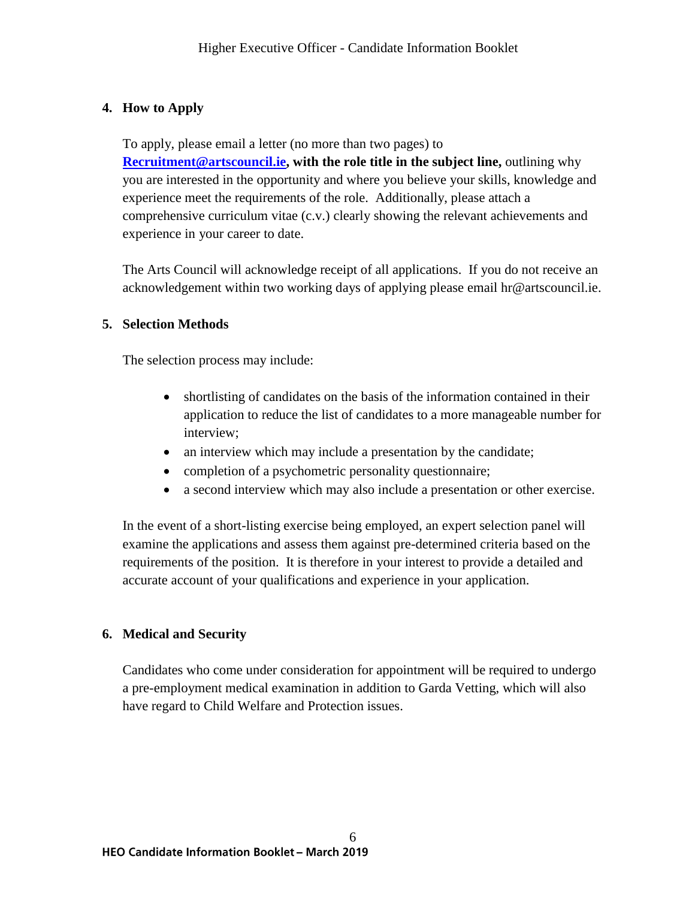## 4. How to Apply

To apply, please email a letter (no more than two pages) to **Recruitment@artscouncil.ie, with the role title in the subject line,** outlining why you are interested in the opportunity and where you believe your skills, knowledge and experience meet the requirements of the role. Additionally, please attach a comprehensive curriculum vitae (c.v.) clearly showing the relevant achievements and experience in your career to date.

The Arts Council will acknowledge receipt of all applications. If you do not receive an acknowledgement within two working days of applying please email hr@artscouncil.ie.

## 5. Selection Methods

The selection process may include:

- shortlisting of candidates on the basis of the information contained in their application to reduce the list of candidates to a more manageable number for interview;
- an interview which may include a presentation by the candidate;
- completion of a psychometric personality questionnaire;
- a second interview which may also include a presentation or other exercise.

In the event of a short-listing exercise being employed, an expert selection panel will examine the applications and assess them against pre-determined criteria based on the requirements of the position. It is therefore in your interest to provide a detailed and accurate account of your qualifications and experience in your application.

## 6. Medical and Security

Candidates who come under consideration for appointment will be required to undergo a pre-employment medical examination in addition to Garda Vetting, which will also have regard to Child Welfare and Protection issues.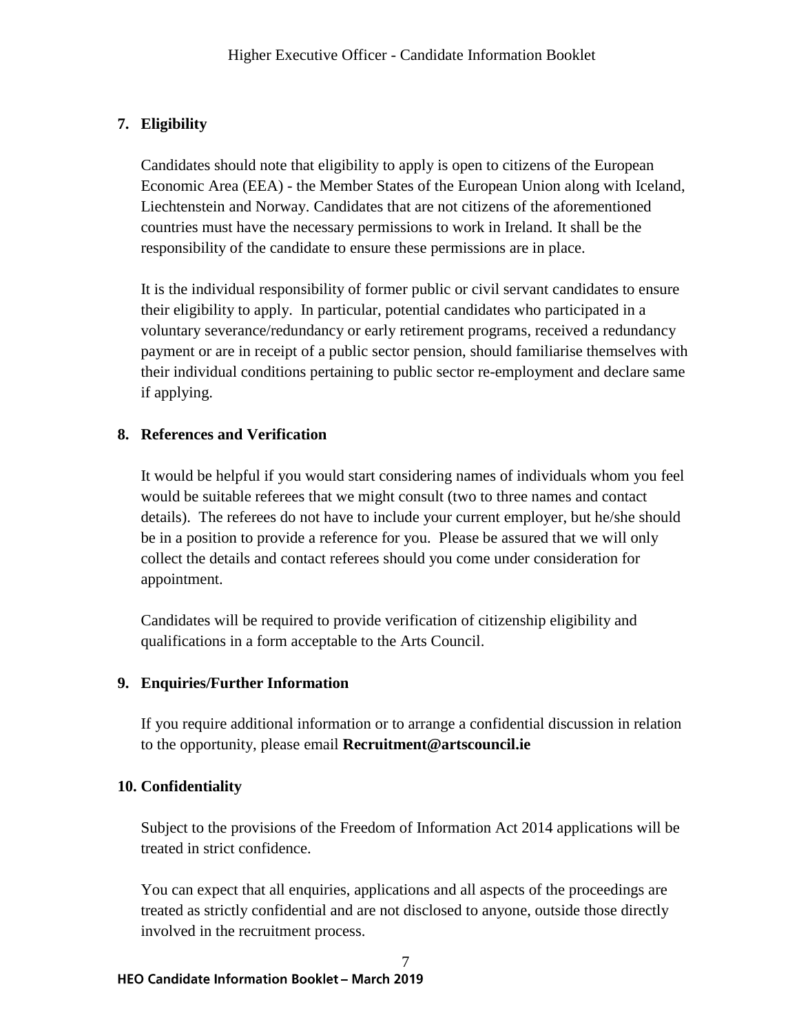## 7. Eligibility

Candidates should note that eligibility to apply is open to citizens of the European Economic Area (EEA) - the Member States of the European Union along with Iceland, Liechtenstein and Norway. Candidates that are not citizens of the aforementioned countries must have the necessary permissions to work in Ireland. It shall be the responsibility of the candidate to ensure these permissions are in place.

It is the individual responsibility of former public or civil servant candidates to ensure their eligibility to apply. In particular, potential candidates who participated in a voluntary severance/redundancy or early retirement programs, received a redundancy payment or are in receipt of a public sector pension, should familiarise themselves with their individual conditions pertaining to public sector re-employment and declare same if applying.

## 8. References and Verification

It would be helpful if you would start considering names of individuals whom you feel would be suitable referees that we might consult (two to three names and contact details). The referees do not have to include your current employer, but he/she should be in a position to provide a reference for you. Please be assured that we will only collect the details and contact referees should you come under consideration for appointment.

Candidates will be required to provide verification of citizenship eligibility and qualifications in a form acceptable to the Arts Council.

## 9. Enquiries/Further Information

If you require additional information or to arrange a confidential discussion in relation to the opportunity, please email **Recruitment@artscouncil.ie**

## 10. Confidentiality

Subject to the provisions of the Freedom of Information Act 2014 applications will be treated in strict confidence.

You can expect that all enquiries, applications and all aspects of the proceedings are treated as strictly confidential and are not disclosed to anyone, outside those directly involved in the recruitment process.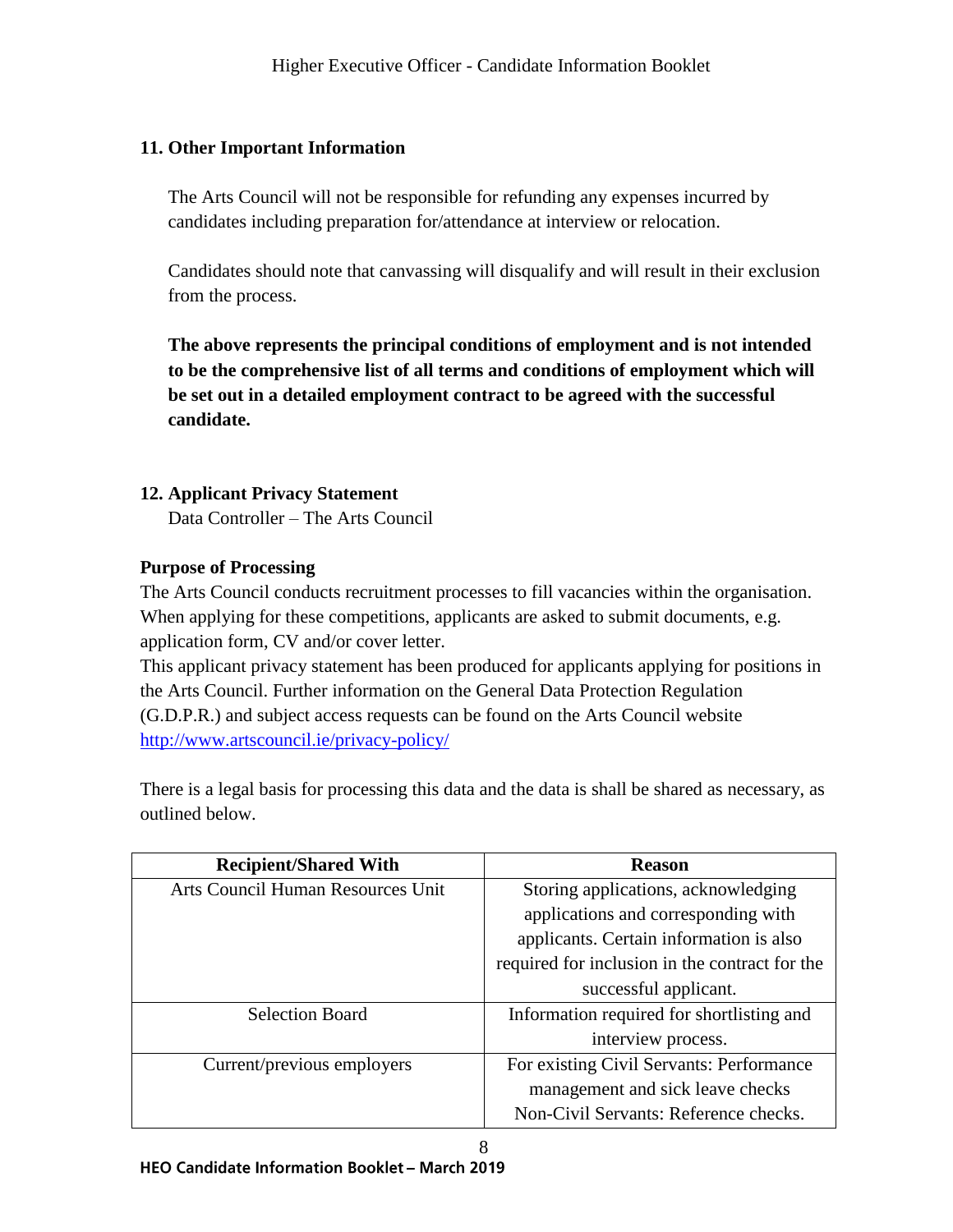## 11. Other Important Information

The Arts Council will not be responsible for refunding any expenses incurred by candidates including preparation for/attendance at interview or relocation.

Candidates should note that canvassing will disqualify and will result in their exclusion from the process.

**The above represents the principal conditions of employment and is not intended to be the comprehensive list of all terms and conditions of employment which will be set out in a detailed employment contract to be agreed with the successful candidate.**

## 12. Applicant Privacy Statement

Data Controller – The Arts Council

### Purpose of Processing

The Arts Council conducts recruitment processes to fill vacancies within the organisation. When applying for these competitions, applicants are asked to submit documents, e.g. application form, CV and/or cover letter.

This applicant privacy statement has been produced for applicants applying for positions in the Arts Council. Further information on the General Data Protection Regulation (G.D.P.R.) and subject access requests can be found on the Arts Council website http://www.artscouncil.ie/privacy-policy/

There is a legal basis for processing this data and the data is shall be shared as necessary, as outlined below.

| Recipient/Shared With | Reason |
|---|---|
| Arts Council Human Resources Unit | Storing applications, acknowledging applications and corresponding with applicants. Certain information is also required for inclusion in the contract for the successful applicant. |
| Selection Board | Information required for shortlisting and interview process. |
| Current/previous employers | For existing Civil Servants: Performance management and sick leave checks Non-Civil Servants: Reference checks. |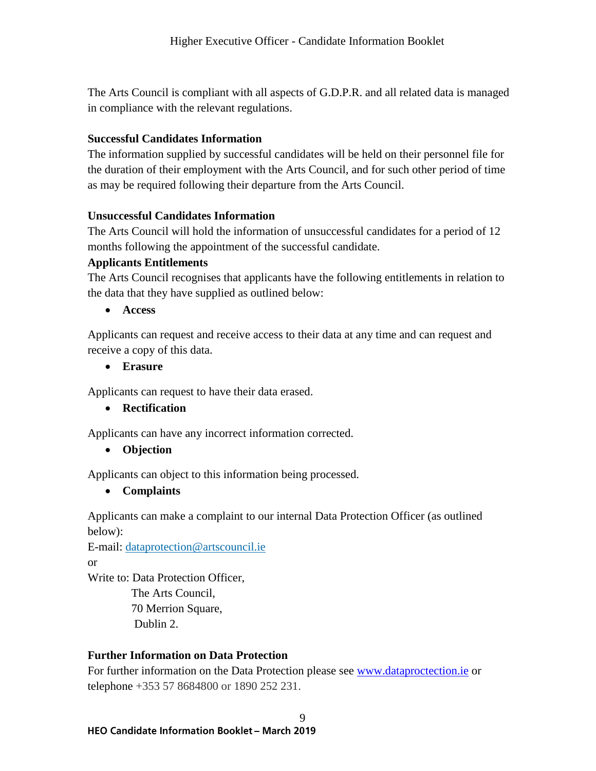The Arts Council is compliant with all aspects of G.D.P.R. and all related data is managed in compliance with the relevant regulations.

**Successful Candidates Information**

The information supplied by successful candidates will be held on their personnel file for the duration of their employment with the Arts Council, and for such other period of time as may be required following their departure from the Arts Council.

**Unsuccessful Candidates Information**

The Arts Council will hold the information of unsuccessful candidates for a period of 12 months following the appointment of the successful candidate.

**Applicants Entitlements**

The Arts Council recognises that applicants have the following entitlements in relation to the data that they have supplied as outlined below:

- **Access**

Applicants can request and receive access to their data at any time and can request and receive a copy of this data.

- **Erasure**

Applicants can request to have their data erased.

- **Rectification**

Applicants can have any incorrect information corrected.

- **Objection**

Applicants can object to this information being processed.

- **Complaints**

Applicants can make a complaint to our internal Data Protection Officer (as outlined below):

E-mail: dataprotection@artscouncil.ie

or

Write to: Data Protection Officer,
The Arts Council,
70 Merrion Square,
Dublin 2.

**Further Information on Data Protection**

For further information on the Data Protection please see www.dataproctection.ie or telephone +353 57 8684800 or 1890 252 231.